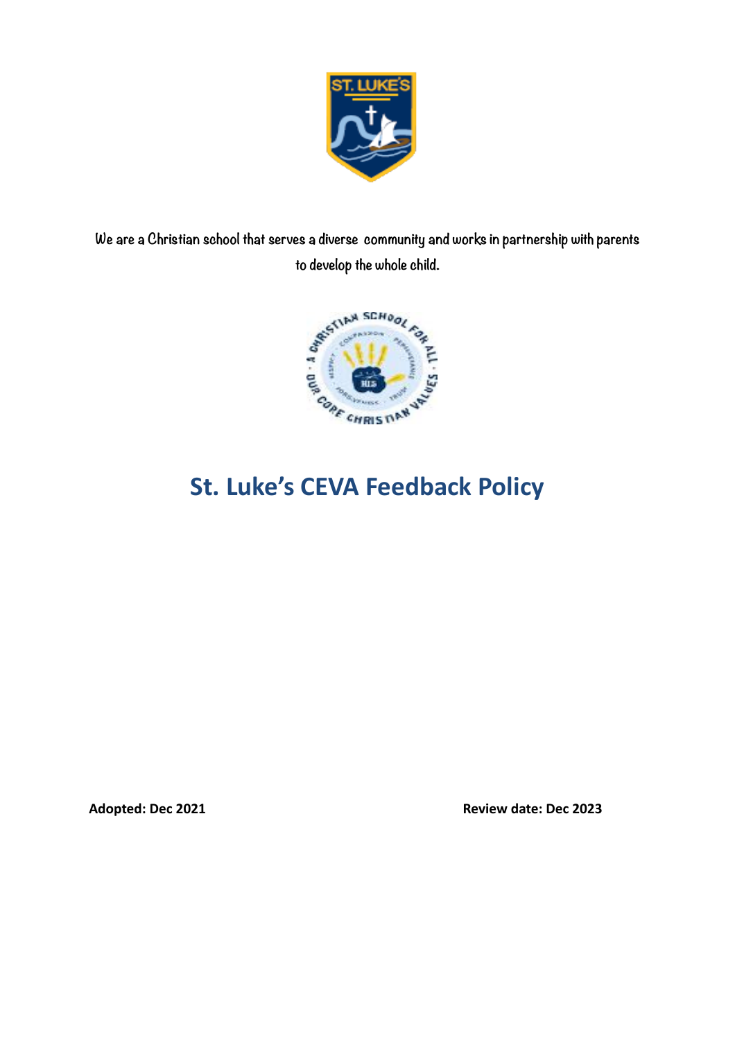We are a Christian school that serves a diverse community and works in partnership with parents to develop the whole child.

# St. Luke's CEVA Feedback Policy

**Adopted: Dec 2021** **Review date: Dec 2023**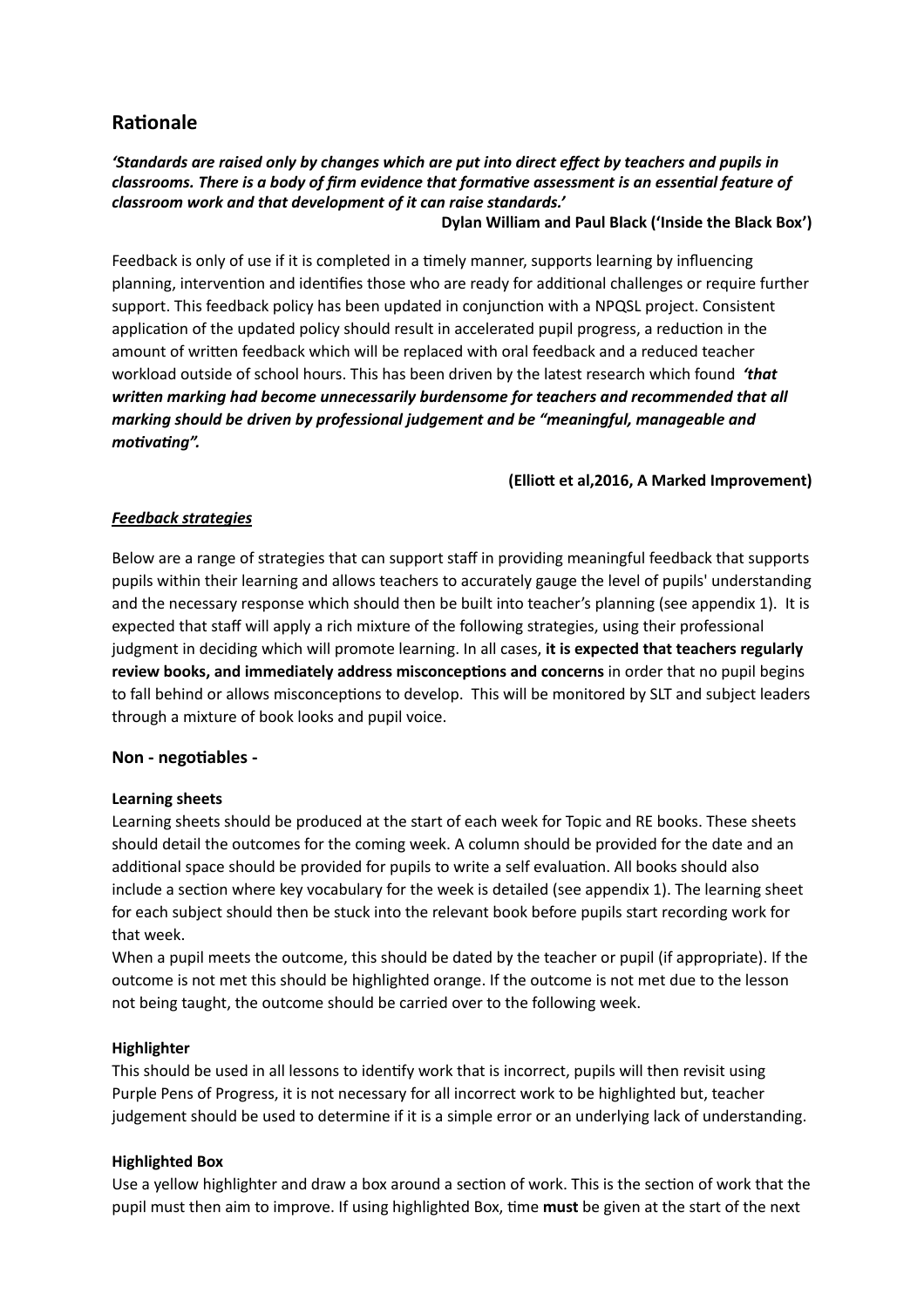## Rationale

***'Standards are raised only by changes which are put into direct effect by teachers and pupils in classrooms. There is a body of firm evidence that formative assessment is an essential feature of classroom work and that development of it can raise standards.'***

**Dylan William and Paul Black ('Inside the Black Box')**

Feedback is only of use if it is completed in a timely manner, supports learning by influencing planning, intervention and identifies those who are ready for additional challenges or require further support. This feedback policy has been updated in conjunction with a NPQSL project. Consistent application of the updated policy should result in accelerated pupil progress, a reduction in the amount of written feedback which will be replaced with oral feedback and a reduced teacher workload outside of school hours. This has been driven by the latest research which found ***'that written marking had become unnecessarily burdensome for teachers and recommended that all marking should be driven by professional judgement and be "meaningful, manageable and motivating".***

**(Elliott et al,2016, A Marked Improvement)**

***Feedback strategies***

Below are a range of strategies that can support staff in providing meaningful feedback that supports pupils within their learning and allows teachers to accurately gauge the level of pupils' understanding and the necessary response which should then be built into teacher's planning (see appendix 1). It is expected that staff will apply a rich mixture of the following strategies, using their professional judgment in deciding which will promote learning. In all cases, **it is expected that teachers regularly review books, and immediately address misconceptions and concerns** in order that no pupil begins to fall behind or allows misconceptions to develop. This will be monitored by SLT and subject leaders through a mixture of book looks and pupil voice.

### Non - negotiables -

**Learning sheets**

Learning sheets should be produced at the start of each week for Topic and RE books. These sheets should detail the outcomes for the coming week. A column should be provided for the date and an additional space should be provided for pupils to write a self evaluation. All books should also include a section where key vocabulary for the week is detailed (see appendix 1). The learning sheet for each subject should then be stuck into the relevant book before pupils start recording work for that week.

When a pupil meets the outcome, this should be dated by the teacher or pupil (if appropriate). If the outcome is not met this should be highlighted orange. If the outcome is not met due to the lesson not being taught, the outcome should be carried over to the following week.

**Highlighter**

This should be used in all lessons to identify work that is incorrect, pupils will then revisit using Purple Pens of Progress, it is not necessary for all incorrect work to be highlighted but, teacher judgement should be used to determine if it is a simple error or an underlying lack of understanding.

**Highlighted Box**

Use a yellow highlighter and draw a box around a section of work. This is the section of work that the pupil must then aim to improve. If using highlighted Box, time **must** be given at the start of the next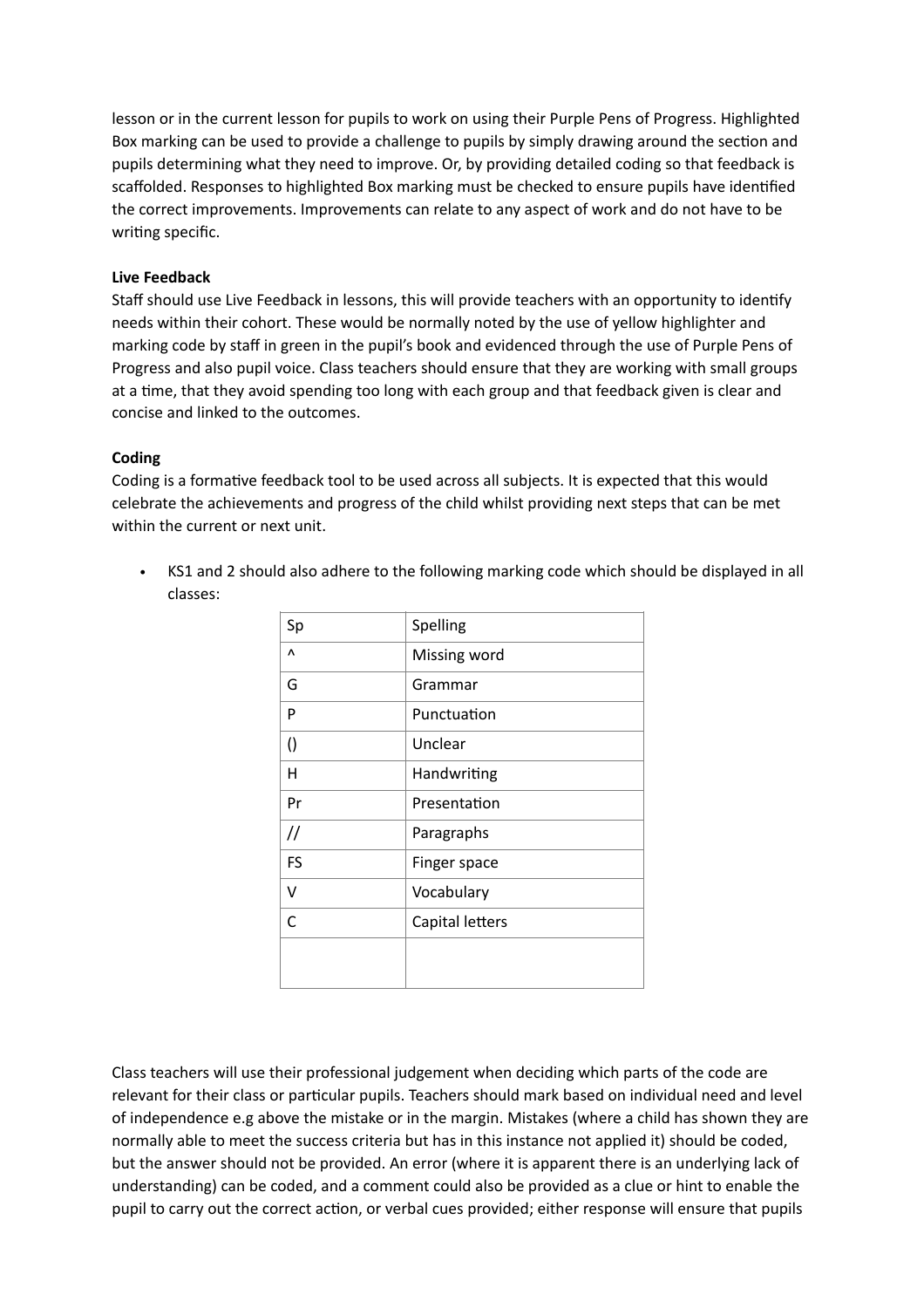lesson or in the current lesson for pupils to work on using their Purple Pens of Progress. Highlighted Box marking can be used to provide a challenge to pupils by simply drawing around the section and pupils determining what they need to improve. Or, by providing detailed coding so that feedback is scaffolded. Responses to highlighted Box marking must be checked to ensure pupils have identified the correct improvements. Improvements can relate to any aspect of work and do not have to be writing specific.

**Live Feedback**

Staff should use Live Feedback in lessons, this will provide teachers with an opportunity to identify needs within their cohort. These would be normally noted by the use of yellow highlighter and marking code by staff in green in the pupil's book and evidenced through the use of Purple Pens of Progress and also pupil voice. Class teachers should ensure that they are working with small groups at a time, that they avoid spending too long with each group and that feedback given is clear and concise and linked to the outcomes.

**Coding**

Coding is a formative feedback tool to be used across all subjects. It is expected that this would celebrate the achievements and progress of the child whilst providing next steps that can be met within the current or next unit.

- KS1 and 2 should also adhere to the following marking code which should be displayed in all classes:

| Sp | Spelling |
|---|---|
| ^ | Missing word |
| G | Grammar |
| P | Punctuation |
| () | Unclear |
| H | Handwriting |
| Pr | Presentation |
| // | Paragraphs |
| FS | Finger space |
| V | Vocabulary |
| C | Capital letters |
| | |

Class teachers will use their professional judgement when deciding which parts of the code are relevant for their class or particular pupils. Teachers should mark based on individual need and level of independence e.g above the mistake or in the margin. Mistakes (where a child has shown they are normally able to meet the success criteria but has in this instance not applied it) should be coded, but the answer should not be provided. An error (where it is apparent there is an underlying lack of understanding) can be coded, and a comment could also be provided as a clue or hint to enable the pupil to carry out the correct action, or verbal cues provided; either response will ensure that pupils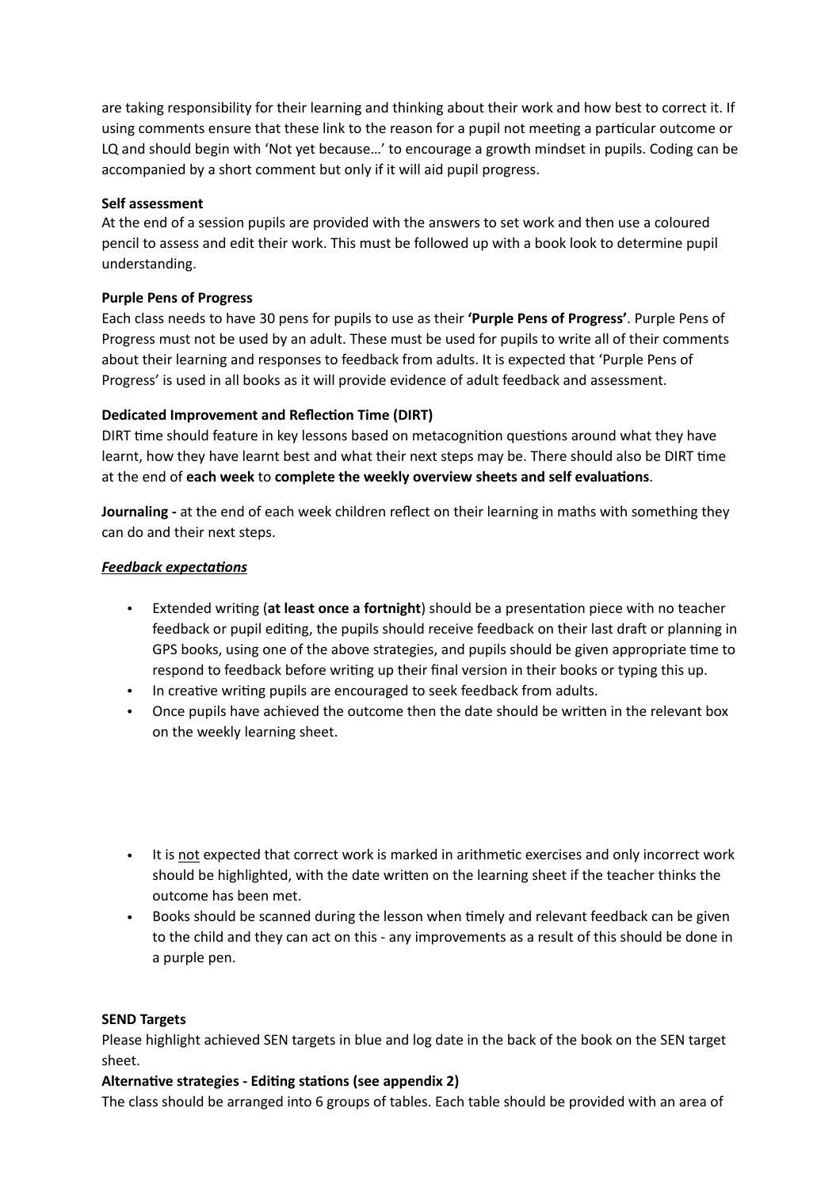are taking responsibility for their learning and thinking about their work and how best to correct it. If using comments ensure that these link to the reason for a pupil not meeting a particular outcome or LQ and should begin with 'Not yet because…' to encourage a growth mindset in pupils. Coding can be accompanied by a short comment but only if it will aid pupil progress.

**Self assessment**
At the end of a session pupils are provided with the answers to set work and then use a coloured pencil to assess and edit their work. This must be followed up with a book look to determine pupil understanding.

**Purple Pens of Progress**
Each class needs to have 30 pens for pupils to use as their **'Purple Pens of Progress'**. Purple Pens of Progress must not be used by an adult. These must be used for pupils to write all of their comments about their learning and responses to feedback from adults. It is expected that 'Purple Pens of Progress' is used in all books as it will provide evidence of adult feedback and assessment.

**Dedicated Improvement and Reflection Time (DIRT)**
DIRT time should feature in key lessons based on metacognition questions around what they have learnt, how they have learnt best and what their next steps may be. There should also be DIRT time at the end of **each week** to **complete the weekly overview sheets and self evaluations**.

**Journaling -** at the end of each week children reflect on their learning in maths with something they can do and their next steps.

***<u>Feedback expectations</u>***

- Extended writing (**at least once a fortnight**) should be a presentation piece with no teacher feedback or pupil editing, the pupils should receive feedback on their last draft or planning in GPS books, using one of the above strategies, and pupils should be given appropriate time to respond to feedback before writing up their final version in their books or typing this up.
- In creative writing pupils are encouraged to seek feedback from adults.
- Once pupils have achieved the outcome then the date should be written in the relevant box on the weekly learning sheet.

- It is <u>not</u> expected that correct work is marked in arithmetic exercises and only incorrect work should be highlighted, with the date written on the learning sheet if the teacher thinks the outcome has been met.
- Books should be scanned during the lesson when timely and relevant feedback can be given to the child and they can act on this - any improvements as a result of this should be done in a purple pen.

**SEND Targets**
Please highlight achieved SEN targets in blue and log date in the back of the book on the SEN target sheet.

**Alternative strategies - Editing stations (see appendix 2)**
The class should be arranged into 6 groups of tables. Each table should be provided with an area of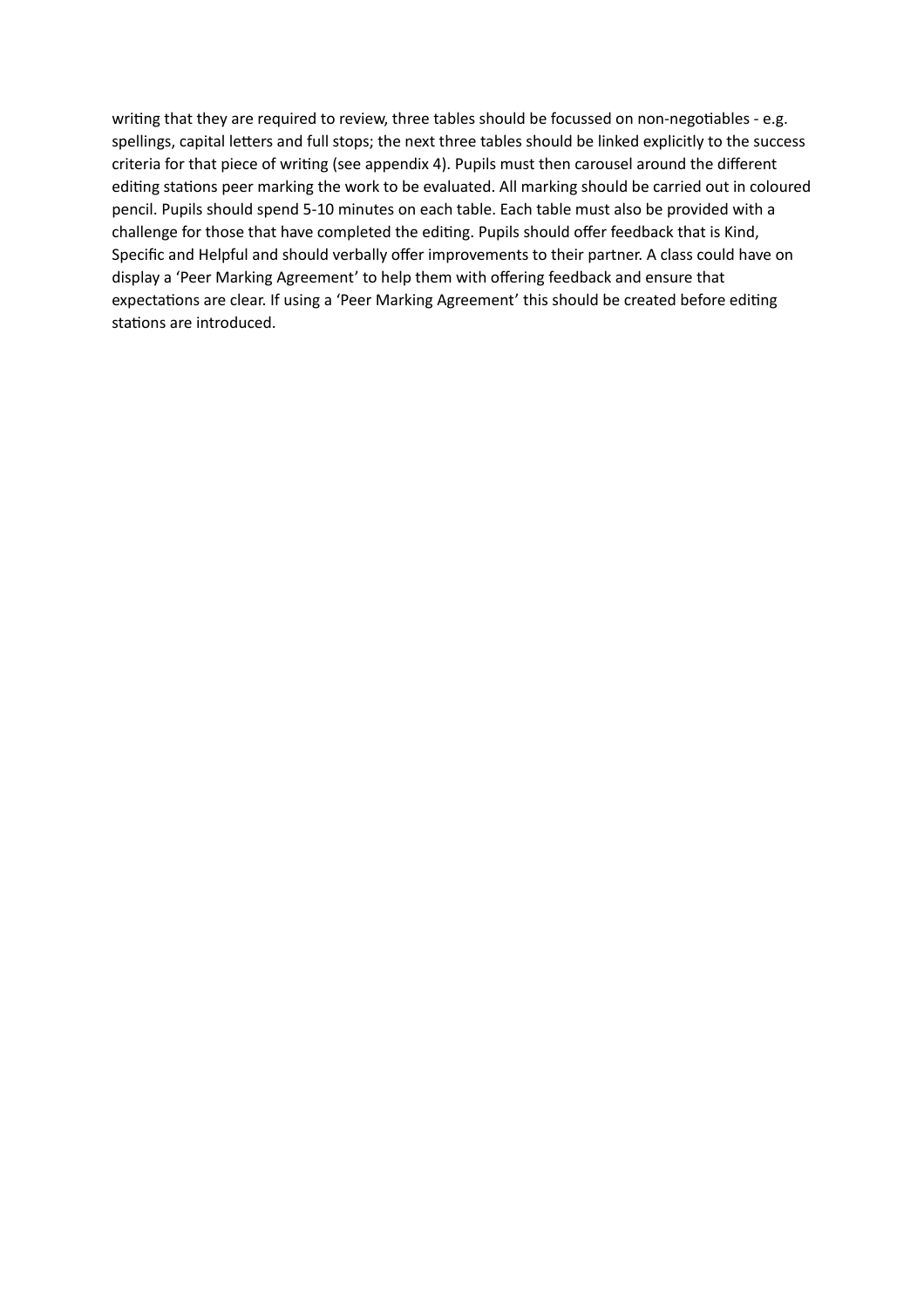writing that they are required to review, three tables should be focussed on non-negotiables - e.g. spellings, capital letters and full stops; the next three tables should be linked explicitly to the success criteria for that piece of writing (see appendix 4). Pupils must then carousel around the different editing stations peer marking the work to be evaluated. All marking should be carried out in coloured pencil. Pupils should spend 5-10 minutes on each table. Each table must also be provided with a challenge for those that have completed the editing. Pupils should offer feedback that is Kind, Specific and Helpful and should verbally offer improvements to their partner. A class could have on display a 'Peer Marking Agreement' to help them with offering feedback and ensure that expectations are clear. If using a 'Peer Marking Agreement' this should be created before editing stations are introduced.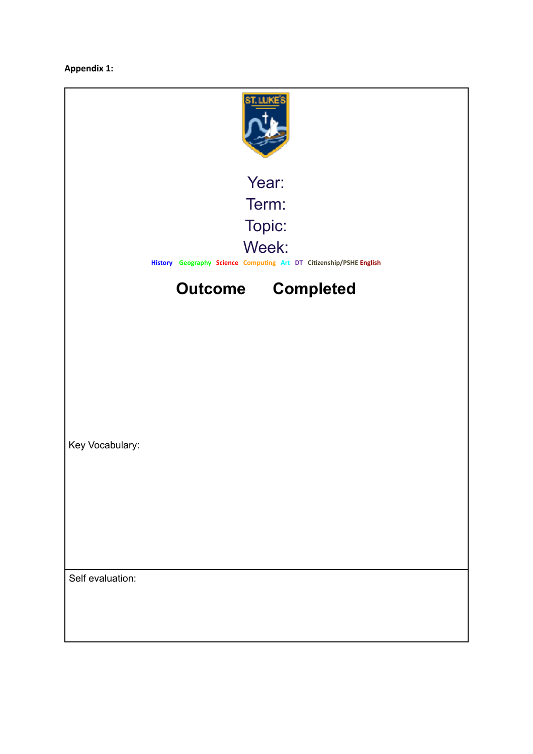**Appendix 1:**

Year:

Term:

Topic:

Week:

History Geography Science Computing Art DT Citizenship/PSHE English

| Outcome | Completed |
| --- | --- |
| | |

Key Vocabulary:

Self evaluation: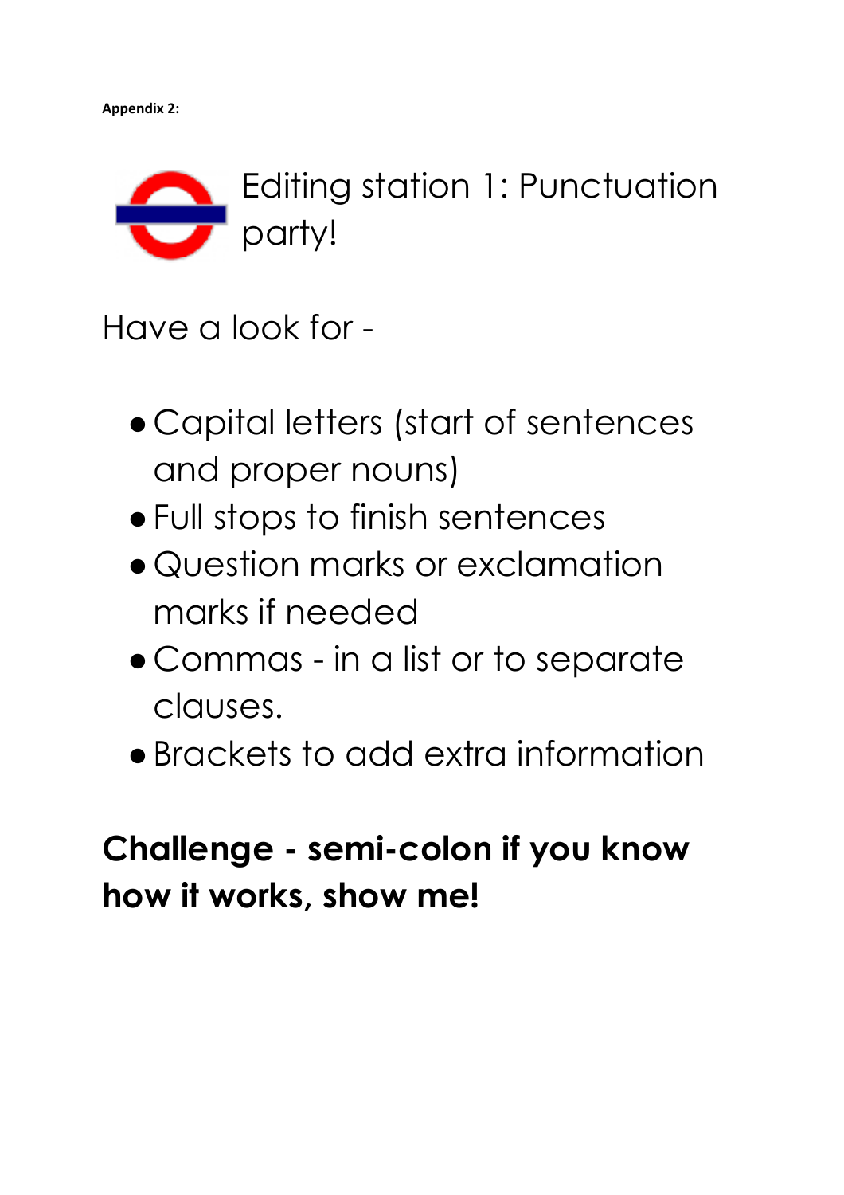**Appendix 2:**

# Editing station 1: Punctuation party!

Have a look for -

- Capital letters (start of sentences and proper nouns)
- Full stops to finish sentences
- Question marks or exclamation marks if needed
- Commas - in a list or to separate clauses.
- Brackets to add extra information

**Challenge - semi-colon if you know how it works, show me!**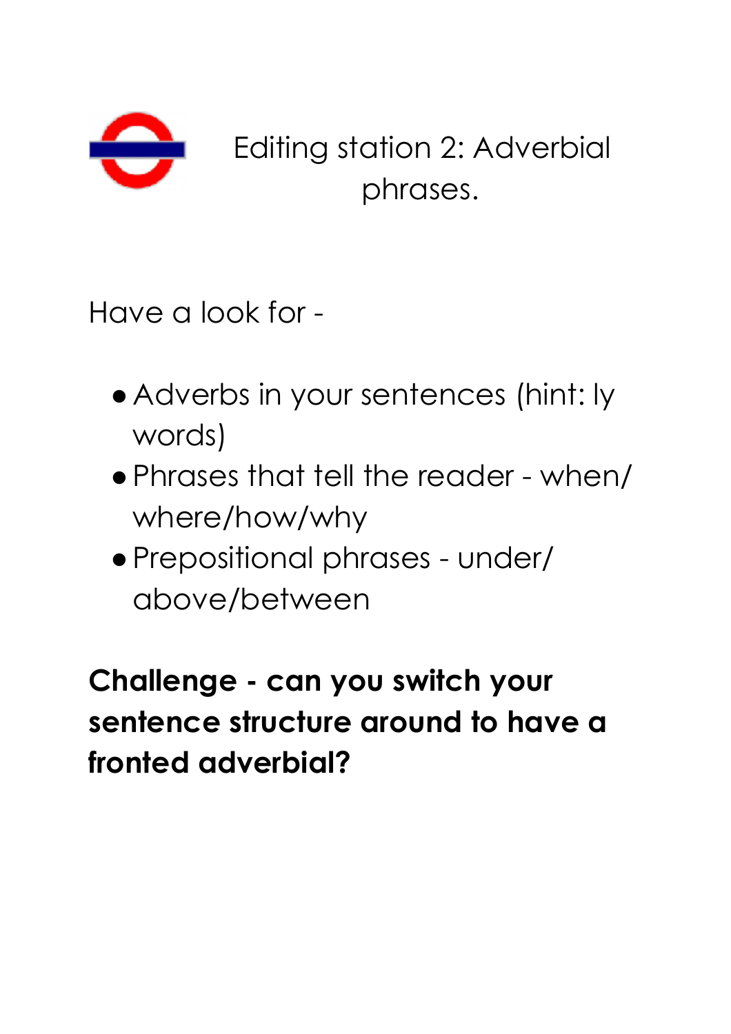# Editing station 2: Adverbial phrases.

Have a look for -

- Adverbs in your sentences (hint: ly words)
- Phrases that tell the reader - when/ where/how/why
- Prepositional phrases - under/ above/between

**Challenge - can you switch your sentence structure around to have a fronted adverbial?**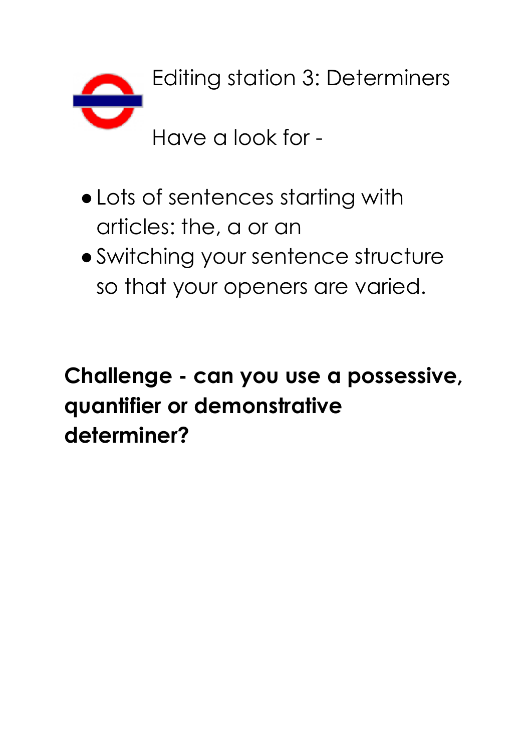# Editing station 3: Determiners

Have a look for -

- Lots of sentences starting with articles: the, a or an
- Switching your sentence structure so that your openers are varied.

**Challenge - can you use a possessive, quantifier or demonstrative determiner?**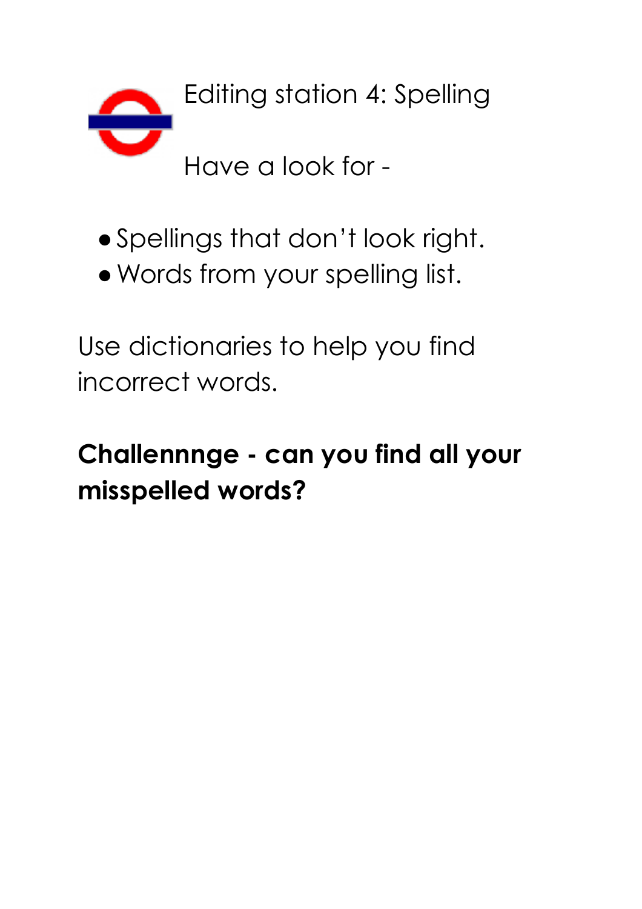# Editing station 4: Spelling

Have a look for -

- Spellings that don't look right.
- Words from your spelling list.

Use dictionaries to help you find incorrect words.

**Challennnge - can you find all your misspelled words?**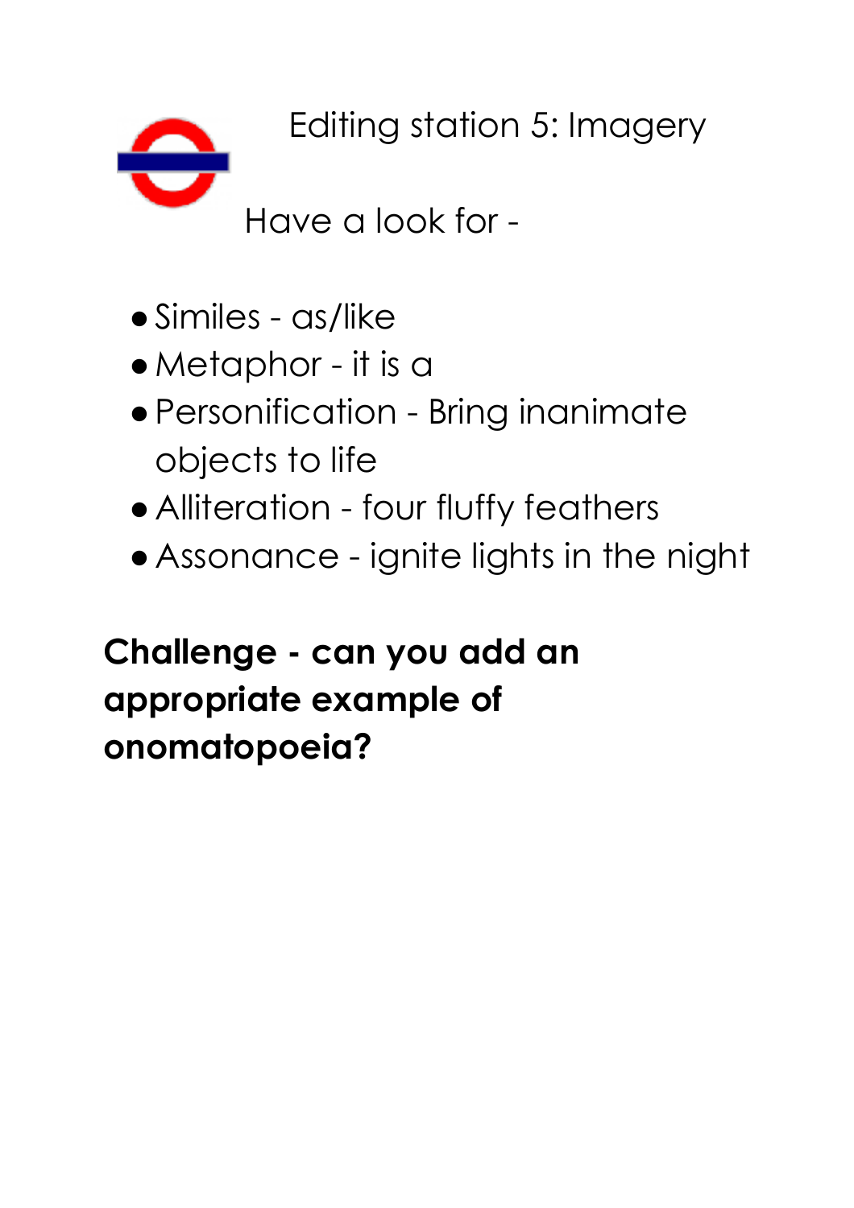# Editing station 5: Imagery

Have a look for -

- Similes - as/like
- Metaphor - it is a
- Personification - Bring inanimate objects to life
- Alliteration - four fluffy feathers
- Assonance - ignite lights in the night

**Challenge - can you add an appropriate example of onomatopoeia?**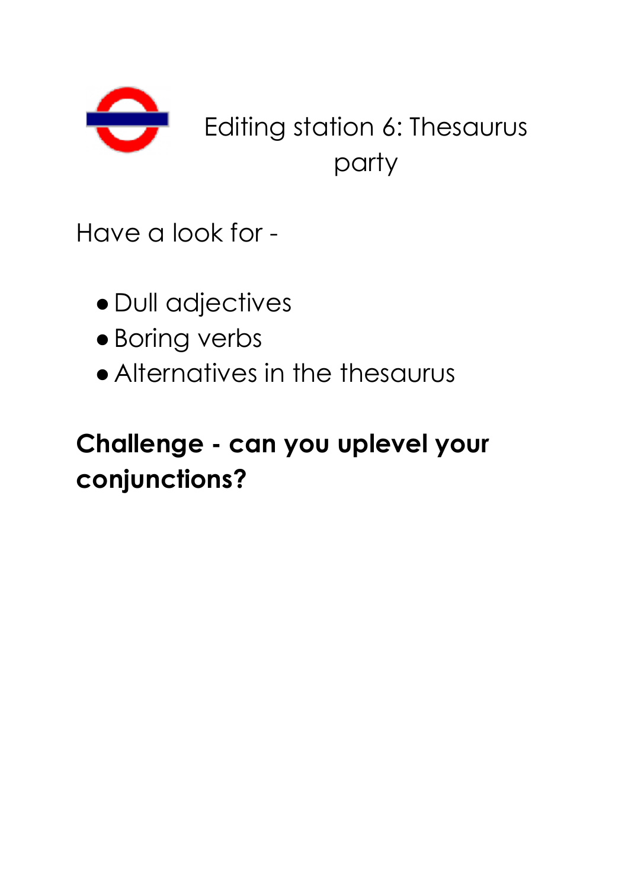# Editing station 6: Thesaurus party

Have a look for -

- Dull adjectives
- Boring verbs
- Alternatives in the thesaurus

**Challenge - can you uplevel your conjunctions?**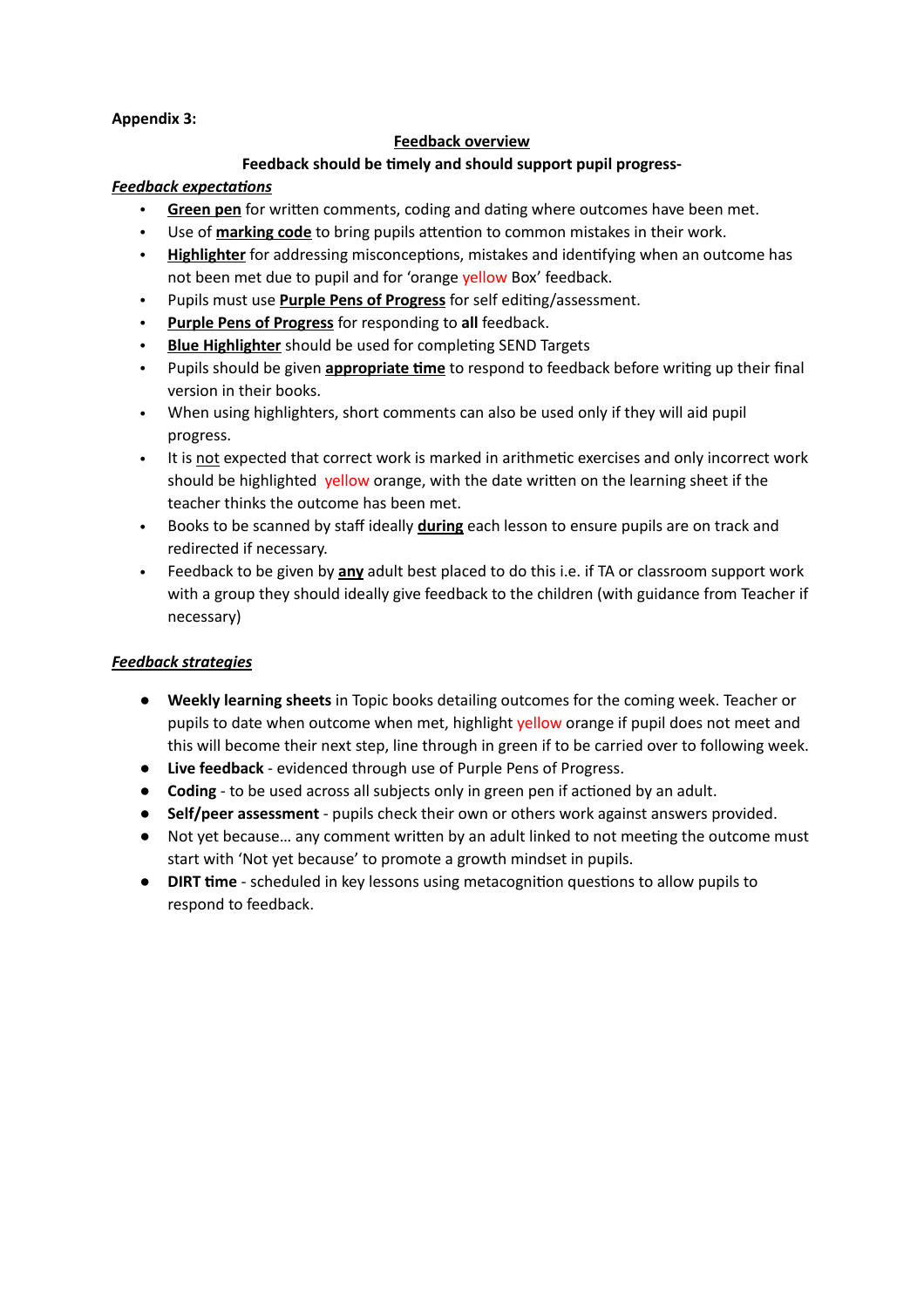**Appendix 3:**

**Feedback overview**

**Feedback should be timely and should support pupil progress-**

***Feedback expectations***

- **Green pen** for written comments, coding and dating where outcomes have been met.
- Use of **marking code** to bring pupils attention to common mistakes in their work.
- **Highlighter** for addressing misconceptions, mistakes and identifying when an outcome has not been met due to pupil and for 'orange yellow Box' feedback.
- Pupils must use **Purple Pens of Progress** for self editing/assessment.
- **Purple Pens of Progress** for responding to **all** feedback.
- **Blue Highlighter** should be used for completing SEND Targets
- Pupils should be given **appropriate time** to respond to feedback before writing up their final version in their books.
- When using highlighters, short comments can also be used only if they will aid pupil progress.
- It is not expected that correct work is marked in arithmetic exercises and only incorrect work should be highlighted yellow orange, with the date written on the learning sheet if the teacher thinks the outcome has been met.
- Books to be scanned by staff ideally **during** each lesson to ensure pupils are on track and redirected if necessary.
- Feedback to be given by **any** adult best placed to do this i.e. if TA or classroom support work with a group they should ideally give feedback to the children (with guidance from Teacher if necessary)

***Feedback strategies***

- **Weekly learning sheets** in Topic books detailing outcomes for the coming week. Teacher or pupils to date when outcome when met, highlight yellow orange if pupil does not meet and this will become their next step, line through in green if to be carried over to following week.
- **Live feedback** - evidenced through use of Purple Pens of Progress.
- **Coding** - to be used across all subjects only in green pen if actioned by an adult.
- **Self/peer assessment** - pupils check their own or others work against answers provided.
- Not yet because… any comment written by an adult linked to not meeting the outcome must start with 'Not yet because' to promote a growth mindset in pupils.
- **DIRT time** - scheduled in key lessons using metacognition questions to allow pupils to respond to feedback.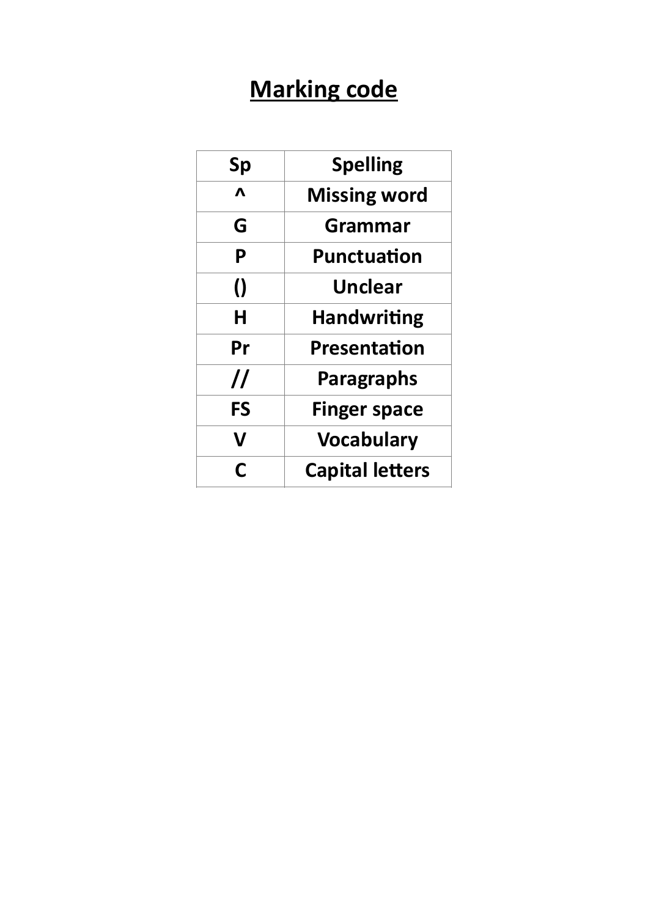# **Marking code**

| | |
|---|---|
| **Sp** | **Spelling** |
| **^** | **Missing word** |
| **G** | **Grammar** |
| **P** | **Punctuation** |
| **()** | **Unclear** |
| **H** | **Handwriting** |
| **Pr** | **Presentation** |
| **//** | **Paragraphs** |
| **FS** | **Finger space** |
| **V** | **Vocabulary** |
| **C** | **Capital letters** |